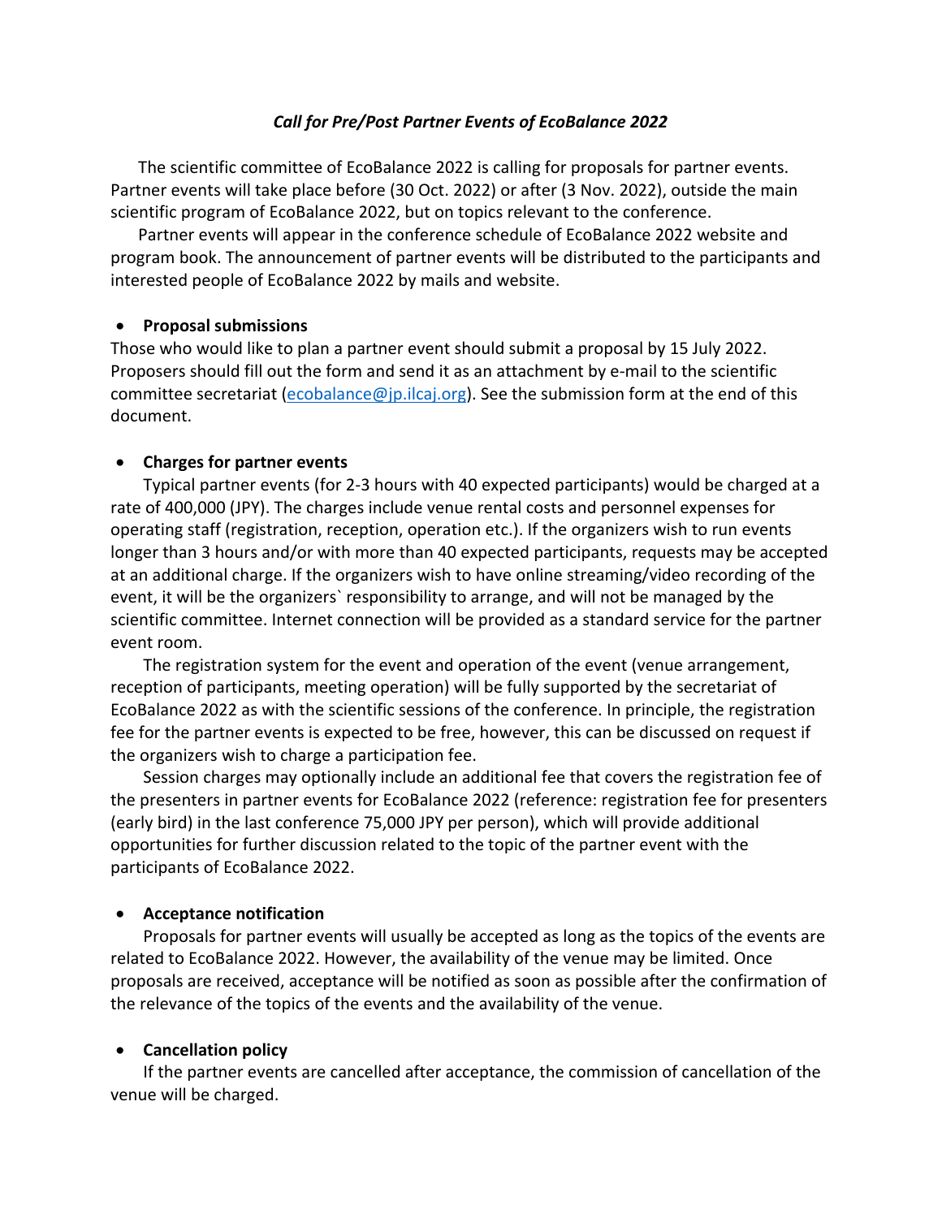*Call for Pre/Post Partner Events of EcoBalance 2022*

The scientific committee of EcoBalance 2022 is calling for proposals for partner events. Partner events will take place before (30 Oct. 2022) or after (3 Nov. 2022), outside the main scientific program of EcoBalance 2022, but on topics relevant to the conference.

Partner events will appear in the conference schedule of EcoBalance 2022 website and program book. The announcement of partner events will be distributed to the participants and interested people of EcoBalance 2022 by mails and website.

- **Proposal submissions**

Those who would like to plan a partner event should submit a proposal by 15 July 2022. Proposers should fill out the form and send it as an attachment by e-mail to the scientific committee secretariat (ecobalance@jp.ilcaj.org). See the submission form at the end of this document.

- **Charges for partner events**

Typical partner events (for 2-3 hours with 40 expected participants) would be charged at a rate of 400,000 (JPY). The charges include venue rental costs and personnel expenses for operating staff (registration, reception, operation etc.). If the organizers wish to run events longer than 3 hours and/or with more than 40 expected participants, requests may be accepted at an additional charge. If the organizers wish to have online streaming/video recording of the event, it will be the organizers` responsibility to arrange, and will not be managed by the scientific committee. Internet connection will be provided as a standard service for the partner event room.

The registration system for the event and operation of the event (venue arrangement, reception of participants, meeting operation) will be fully supported by the secretariat of EcoBalance 2022 as with the scientific sessions of the conference. In principle, the registration fee for the partner events is expected to be free, however, this can be discussed on request if the organizers wish to charge a participation fee.

Session charges may optionally include an additional fee that covers the registration fee of the presenters in partner events for EcoBalance 2022 (reference: registration fee for presenters (early bird) in the last conference 75,000 JPY per person), which will provide additional opportunities for further discussion related to the topic of the partner event with the participants of EcoBalance 2022.

- **Acceptance notification**

Proposals for partner events will usually be accepted as long as the topics of the events are related to EcoBalance 2022. However, the availability of the venue may be limited. Once proposals are received, acceptance will be notified as soon as possible after the confirmation of the relevance of the topics of the events and the availability of the venue.

- **Cancellation policy**

If the partner events are cancelled after acceptance, the commission of cancellation of the venue will be charged.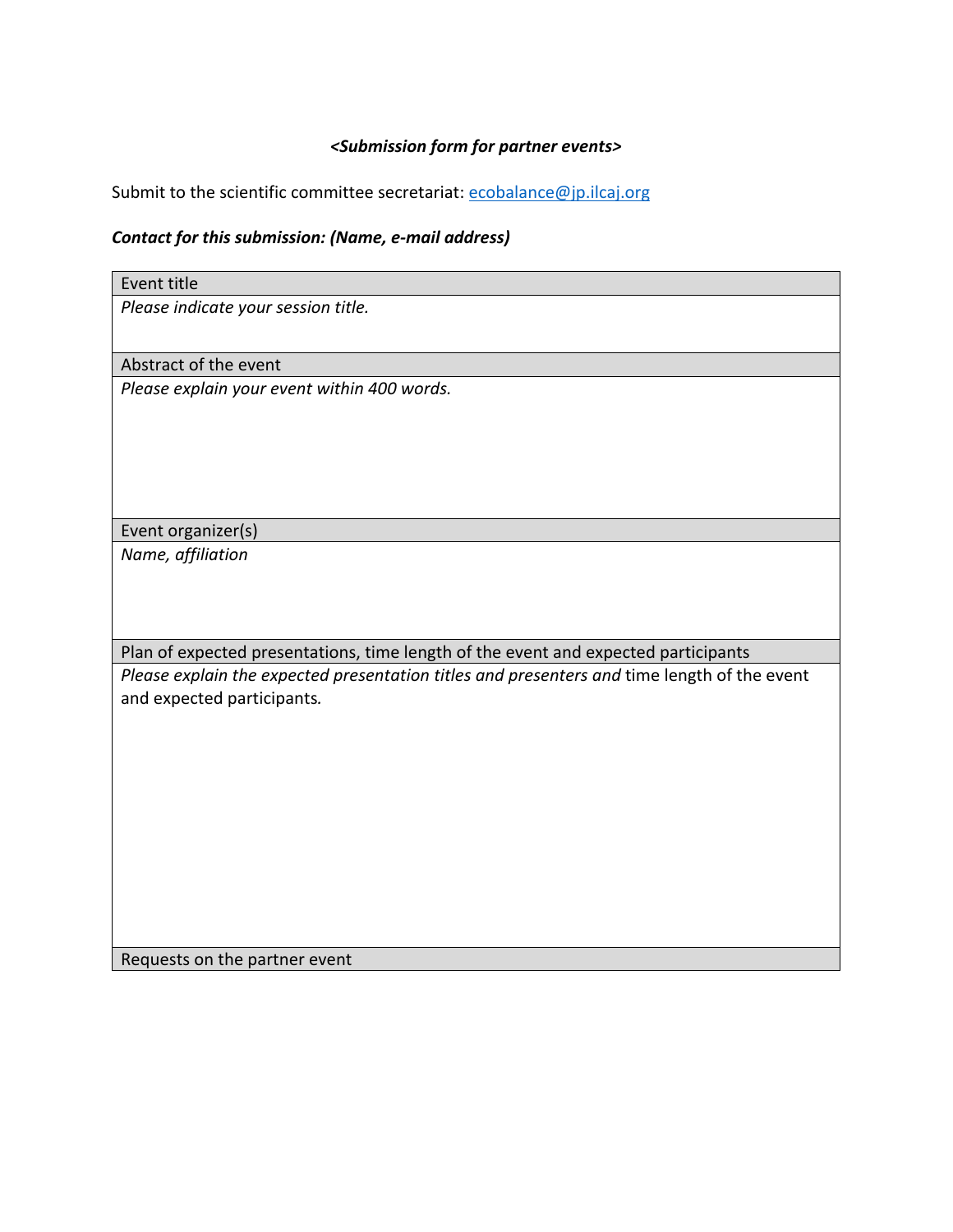***<Submission form for partner events>***

Submit to the scientific committee secretariat: [ecobalance@jp.ilcaj.org](mailto:ecobalance@jp.ilcaj.org)

***Contact for this submission: (Name, e-mail address)***

| Event title |
|---|
| *Please indicate your session title.* |
| Abstract of the event |
| *Please explain your event within 400 words.* |
| Event organizer(s) |
| *Name, affiliation* |
| Plan of expected presentations, time length of the event and expected participants |
| *Please explain the expected presentation titles and presenters and* time length of the event and expected participants. |
| Requests on the partner event |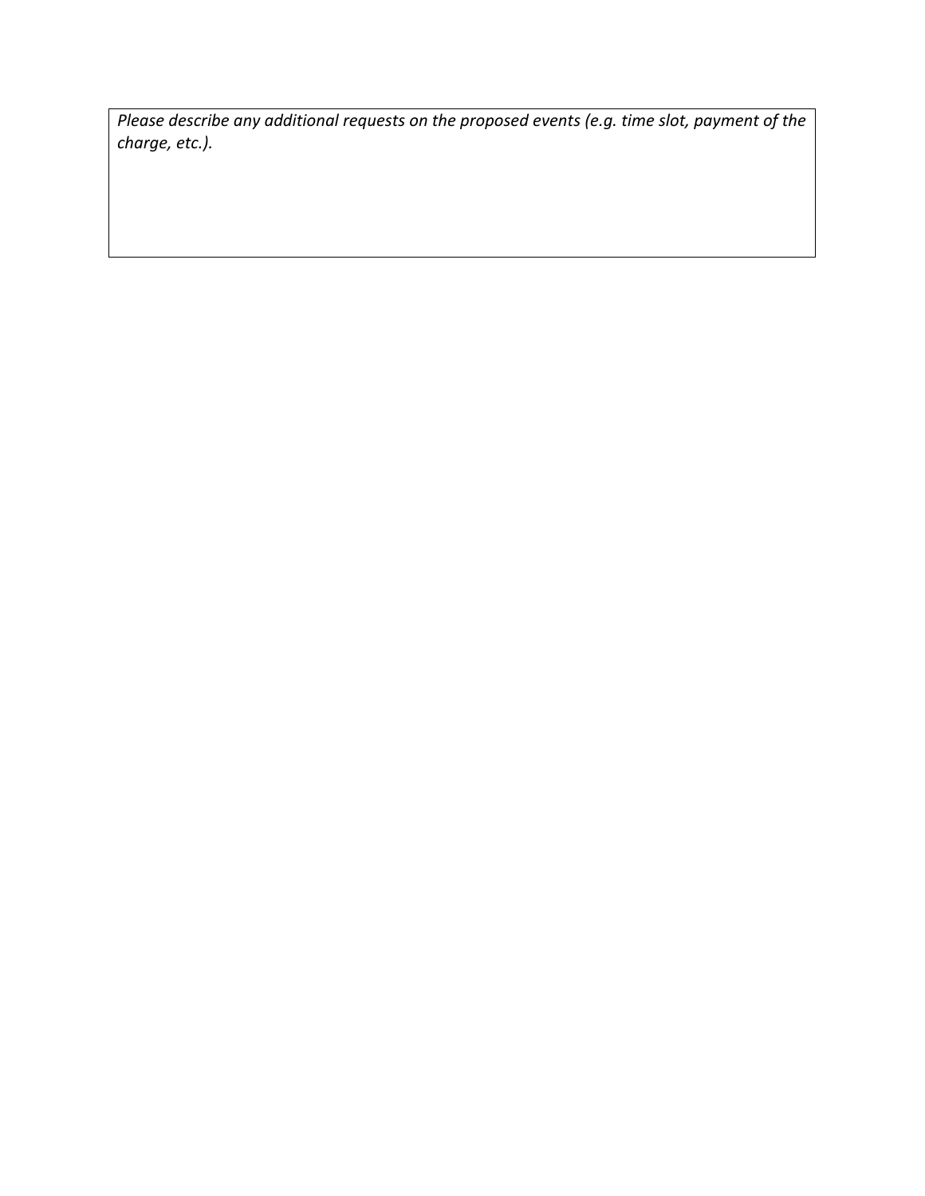*Please describe any additional requests on the proposed events (e.g. time slot, payment of the charge, etc.).*